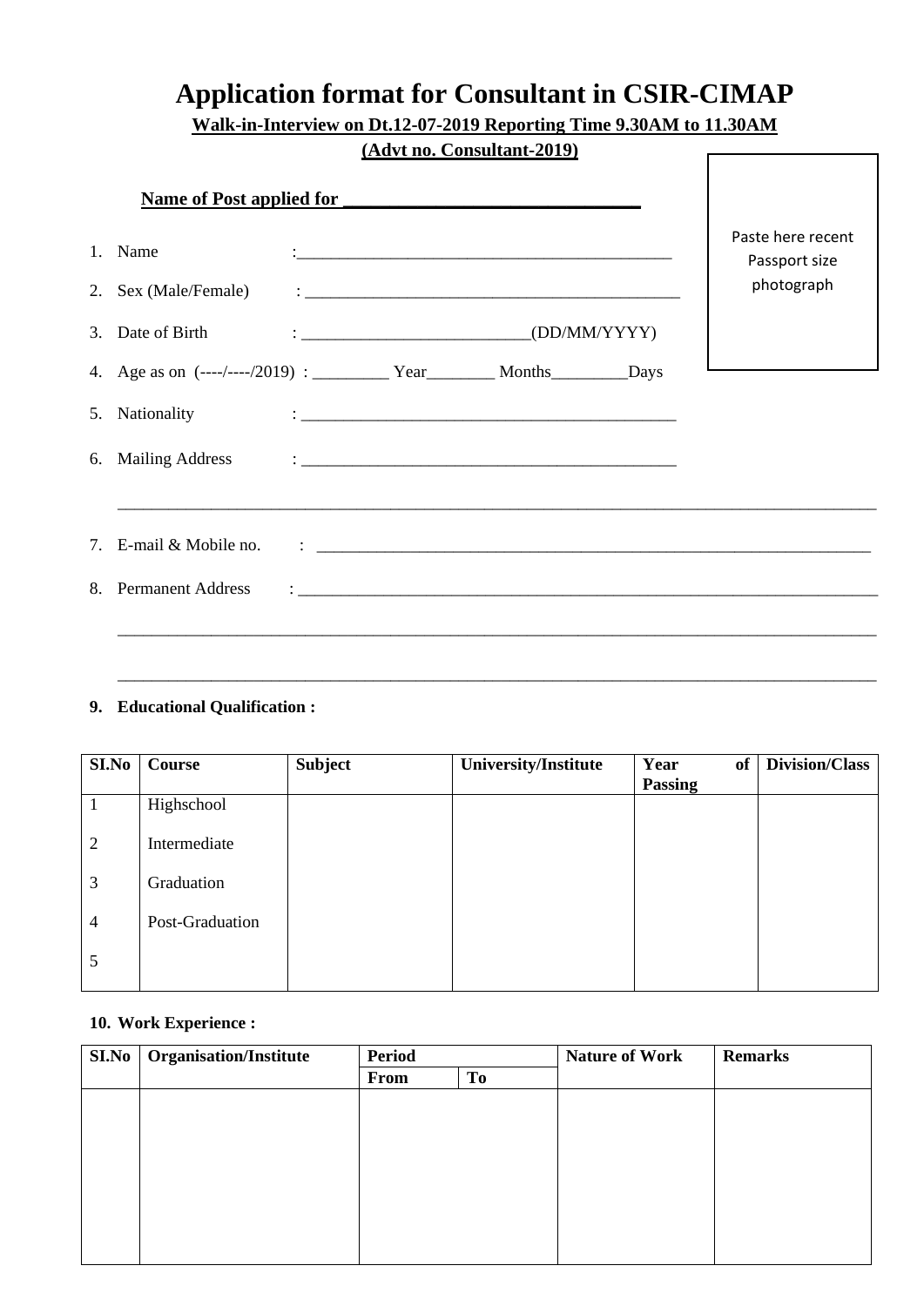# Application format for Consultant in CSIR-CIMAP

**Walk-in-Interview on Dt.12-07-2019 Reporting Time 9.30AM to 11.30AM**

**(Advt no. Consultant-2019)**

**Name of Post applied for ________________________________**

Paste here recent Passport size photograph

1. Name : _____________________________________________
2. Sex (Male/Female) : _____________________________________________
3. Date of Birth : ___________________________(DD/MM/YYYY)
4. Age as on (----/----/2019) : _________ Year________ Months_________Days
5. Nationality : _____________________________________________
6. Mailing Address : _____________________________________________

_____________________________________________________________________________________________

7. E-mail & Mobile no. : _____________________________________________________________________
8. Permanent Address : _______________________________________________________________________

_____________________________________________________________________________________________

_____________________________________________________________________________________________

**9. Educational Qualification :**

| SI.No | Course | Subject | University/Institute | Year of Passing | Division/Class |
|---|---|---|---|---|---|
| 1 | Highschool | | | | |
| 2 | Intermediate | | | | |
| 3 | Graduation | | | | |
| 4 | Post-Graduation | | | | |
| 5 | | | | | |

**10. Work Experience :**

| SI.No | Organisation/Institute | Period | | Nature of Work | Remarks |
|---|---|---|---|---|---|
| | | From | To | | |
| | | | | | |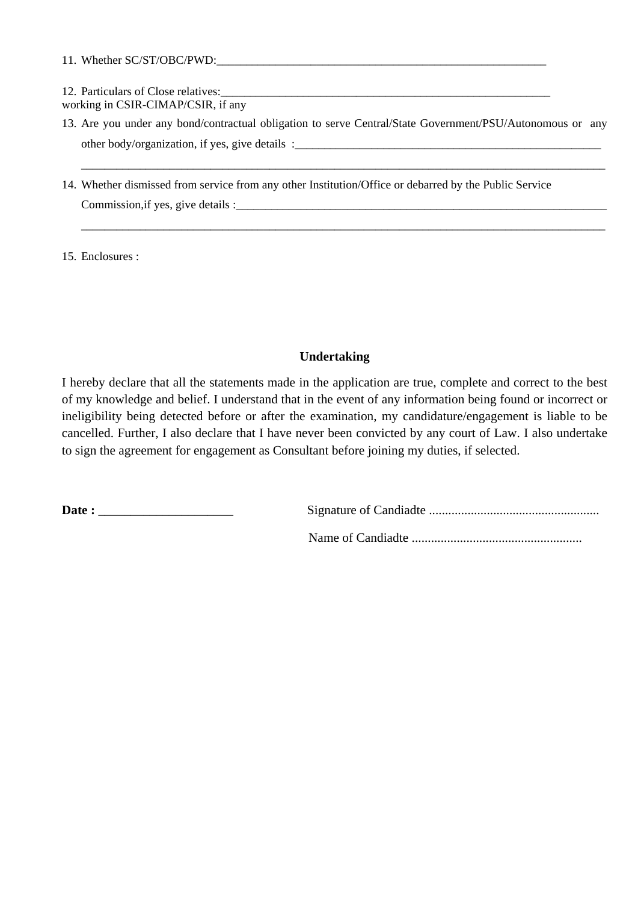11. Whether SC/ST/OBC/PWD:____________________________________________________________

12. Particulars of Close relatives:____________________________________________________________
working in CSIR-CIMAP/CSIR, if any

13. Are you under any bond/contractual obligation to serve Central/State Government/PSU/Autonomous or any other body/organization, if yes, give details :_______________________________________________________

    _______________________________________________________________________________________________

14. Whether dismissed from service from any other Institution/Office or debarred by the Public Service Commission,if yes, give details :__________________________________________________________________

    _______________________________________________________________________________________________

15. Enclosures :

**Undertaking**

I hereby declare that all the statements made in the application are true, complete and correct to the best of my knowledge and belief. I understand that in the event of any information being found or incorrect or ineligibility being detected before or after the examination, my candidature/engagement is liable to be cancelled. Further, I also declare that I have never been convicted by any court of Law. I also undertake to sign the agreement for engagement as Consultant before joining my duties, if selected.

**Date :** ______________________ Signature of Candiadte .....................................................

Name of Candiadte .....................................................